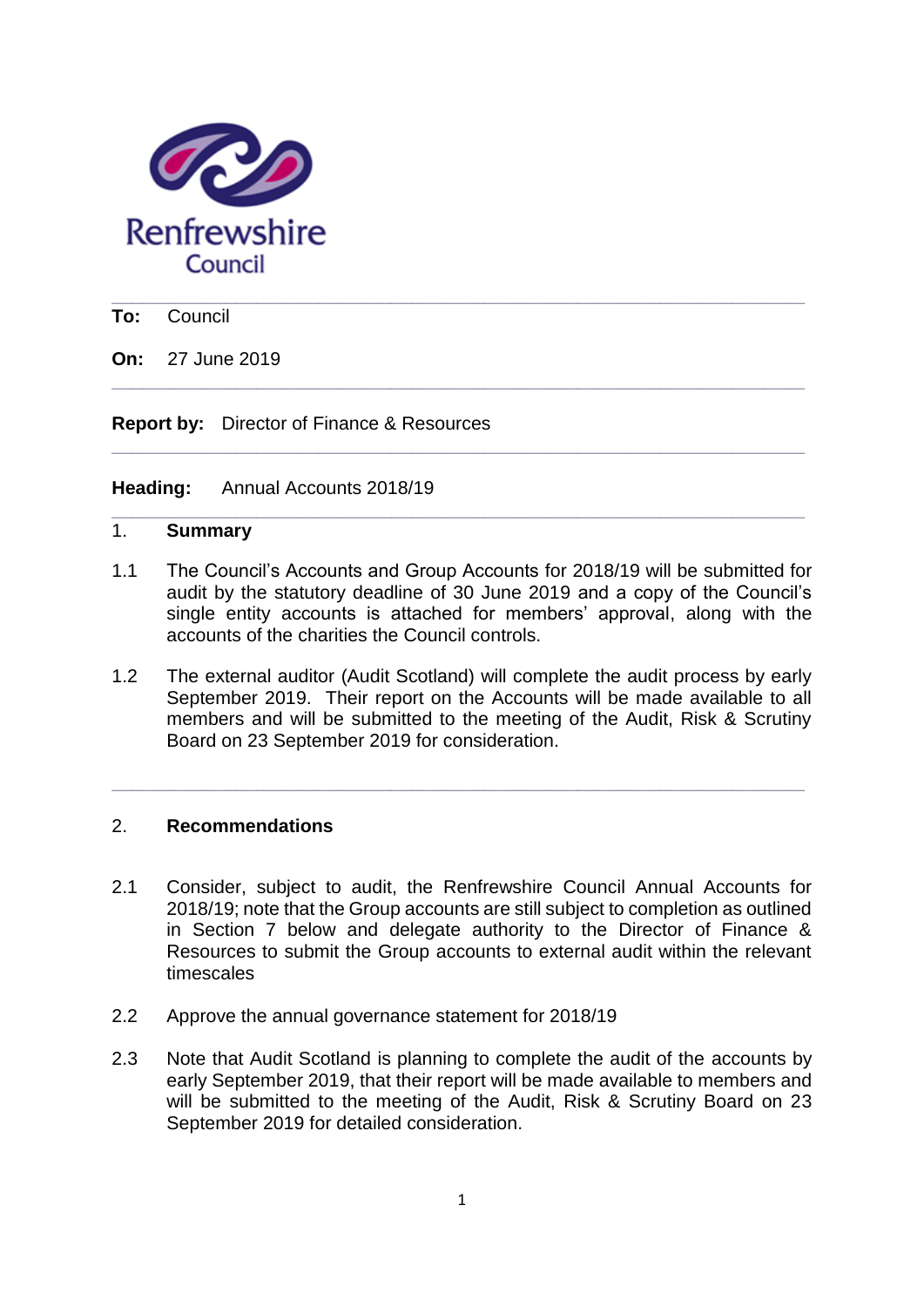Renfrewshire Council

**To:** Council

**On:** 27 June 2019

**Report by:** Director of Finance & Resources

**Heading:** Annual Accounts 2018/19

## 1. Summary

1.1 The Council's Accounts and Group Accounts for 2018/19 will be submitted for audit by the statutory deadline of 30 June 2019 and a copy of the Council's single entity accounts is attached for members' approval, along with the accounts of the charities the Council controls.

1.2 The external auditor (Audit Scotland) will complete the audit process by early September 2019. Their report on the Accounts will be made available to all members and will be submitted to the meeting of the Audit, Risk & Scrutiny Board on 23 September 2019 for consideration.

## 2. Recommendations

2.1 Consider, subject to audit, the Renfrewshire Council Annual Accounts for 2018/19; note that the Group accounts are still subject to completion as outlined in Section 7 below and delegate authority to the Director of Finance & Resources to submit the Group accounts to external audit within the relevant timescales

2.2 Approve the annual governance statement for 2018/19

2.3 Note that Audit Scotland is planning to complete the audit of the accounts by early September 2019, that their report will be made available to members and will be submitted to the meeting of the Audit, Risk & Scrutiny Board on 23 September 2019 for detailed consideration.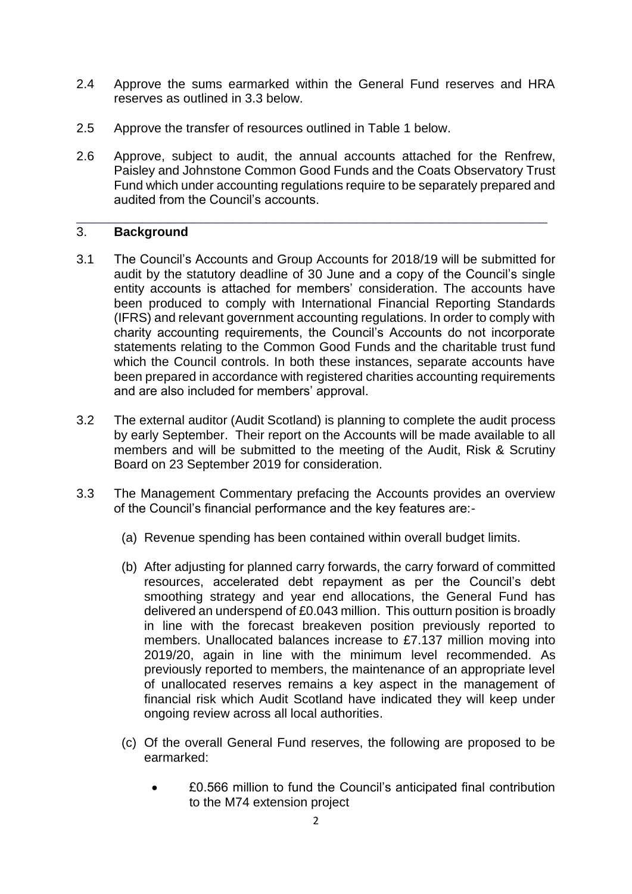2.4 Approve the sums earmarked within the General Fund reserves and HRA reserves as outlined in 3.3 below.

2.5 Approve the transfer of resources outlined in Table 1 below.

2.6 Approve, subject to audit, the annual accounts attached for the Renfrew, Paisley and Johnstone Common Good Funds and the Coats Observatory Trust Fund which under accounting regulations require to be separately prepared and audited from the Council's accounts.

---

## 3. Background

3.1 The Council's Accounts and Group Accounts for 2018/19 will be submitted for audit by the statutory deadline of 30 June and a copy of the Council's single entity accounts is attached for members' consideration. The accounts have been produced to comply with International Financial Reporting Standards (IFRS) and relevant government accounting regulations. In order to comply with charity accounting requirements, the Council's Accounts do not incorporate statements relating to the Common Good Funds and the charitable trust fund which the Council controls. In both these instances, separate accounts have been prepared in accordance with registered charities accounting requirements and are also included for members' approval.

3.2 The external auditor (Audit Scotland) is planning to complete the audit process by early September. Their report on the Accounts will be made available to all members and will be submitted to the meeting of the Audit, Risk & Scrutiny Board on 23 September 2019 for consideration.

3.3 The Management Commentary prefacing the Accounts provides an overview of the Council's financial performance and the key features are:-

(a) Revenue spending has been contained within overall budget limits.

(b) After adjusting for planned carry forwards, the carry forward of committed resources, accelerated debt repayment as per the Council's debt smoothing strategy and year end allocations, the General Fund has delivered an underspend of £0.043 million. This outturn position is broadly in line with the forecast breakeven position previously reported to members. Unallocated balances increase to £7.137 million moving into 2019/20, again in line with the minimum level recommended. As previously reported to members, the maintenance of an appropriate level of unallocated reserves remains a key aspect in the management of financial risk which Audit Scotland have indicated they will keep under ongoing review across all local authorities.

(c) Of the overall General Fund reserves, the following are proposed to be earmarked:

- £0.566 million to fund the Council's anticipated final contribution to the M74 extension project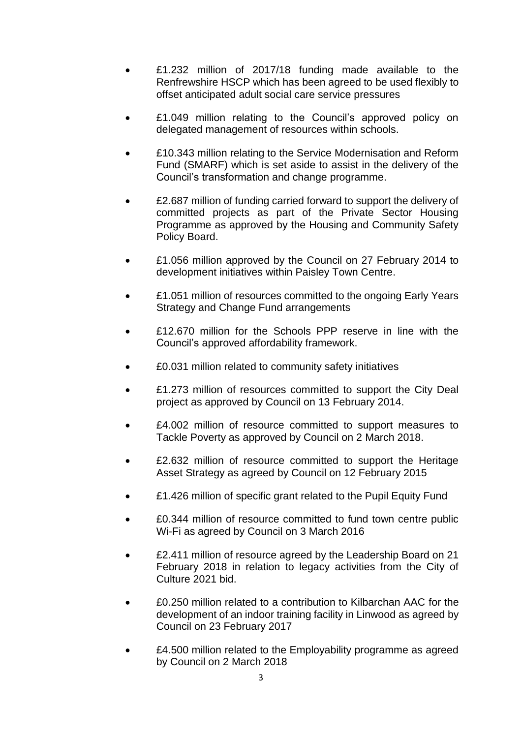- £1.232 million of 2017/18 funding made available to the Renfrewshire HSCP which has been agreed to be used flexibly to offset anticipated adult social care service pressures

- £1.049 million relating to the Council's approved policy on delegated management of resources within schools.

- £10.343 million relating to the Service Modernisation and Reform Fund (SMARF) which is set aside to assist in the delivery of the Council's transformation and change programme.

- £2.687 million of funding carried forward to support the delivery of committed projects as part of the Private Sector Housing Programme as approved by the Housing and Community Safety Policy Board.

- £1.056 million approved by the Council on 27 February 2014 to development initiatives within Paisley Town Centre.

- £1.051 million of resources committed to the ongoing Early Years Strategy and Change Fund arrangements

- £12.670 million for the Schools PPP reserve in line with the Council's approved affordability framework.

- £0.031 million related to community safety initiatives

- £1.273 million of resources committed to support the City Deal project as approved by Council on 13 February 2014.

- £4.002 million of resource committed to support measures to Tackle Poverty as approved by Council on 2 March 2018.

- £2.632 million of resource committed to support the Heritage Asset Strategy as agreed by Council on 12 February 2015

- £1.426 million of specific grant related to the Pupil Equity Fund

- £0.344 million of resource committed to fund town centre public Wi-Fi as agreed by Council on 3 March 2016

- £2.411 million of resource agreed by the Leadership Board on 21 February 2018 in relation to legacy activities from the City of Culture 2021 bid.

- £0.250 million related to a contribution to Kilbarchan AAC for the development of an indoor training facility in Linwood as agreed by Council on 23 February 2017

- £4.500 million related to the Employability programme as agreed by Council on 2 March 2018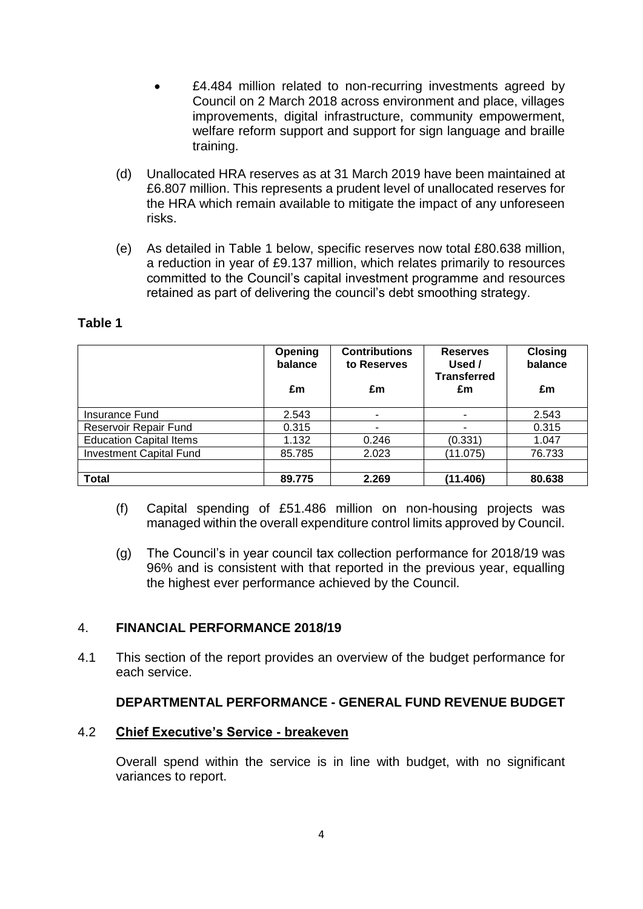- £4.484 million related to non-recurring investments agreed by Council on 2 March 2018 across environment and place, villages improvements, digital infrastructure, community empowerment, welfare reform support and support for sign language and braille training.

(d) Unallocated HRA reserves as at 31 March 2019 have been maintained at £6.807 million. This represents a prudent level of unallocated reserves for the HRA which remain available to mitigate the impact of any unforeseen risks.

(e) As detailed in Table 1 below, specific reserves now total £80.638 million, a reduction in year of £9.137 million, which relates primarily to resources committed to the Council's capital investment programme and resources retained as part of delivering the council's debt smoothing strategy.

**Table 1**

| | Opening balance £m | Contributions to Reserves £m | Reserves Used / Transferred £m | Closing balance £m |
|---|---|---|---|---|
| Insurance Fund | 2.543 | - | - | 2.543 |
| Reservoir Repair Fund | 0.315 | - | - | 0.315 |
| Education Capital Items | 1.132 | 0.246 | (0.331) | 1.047 |
| Investment Capital Fund | 85.785 | 2.023 | (11.075) | 76.733 |
| | | | | |
| **Total** | **89.775** | **2.269** | **(11.406)** | **80.638** |

(f) Capital spending of £51.486 million on non-housing projects was managed within the overall expenditure control limits approved by Council.

(g) The Council's in year council tax collection performance for 2018/19 was 96% and is consistent with that reported in the previous year, equalling the highest ever performance achieved by the Council.

## 4. FINANCIAL PERFORMANCE 2018/19

4.1 This section of the report provides an overview of the budget performance for each service.

### DEPARTMENTAL PERFORMANCE - GENERAL FUND REVENUE BUDGET

4.2 **Chief Executive's Service - breakeven**

Overall spend within the service is in line with budget, with no significant variances to report.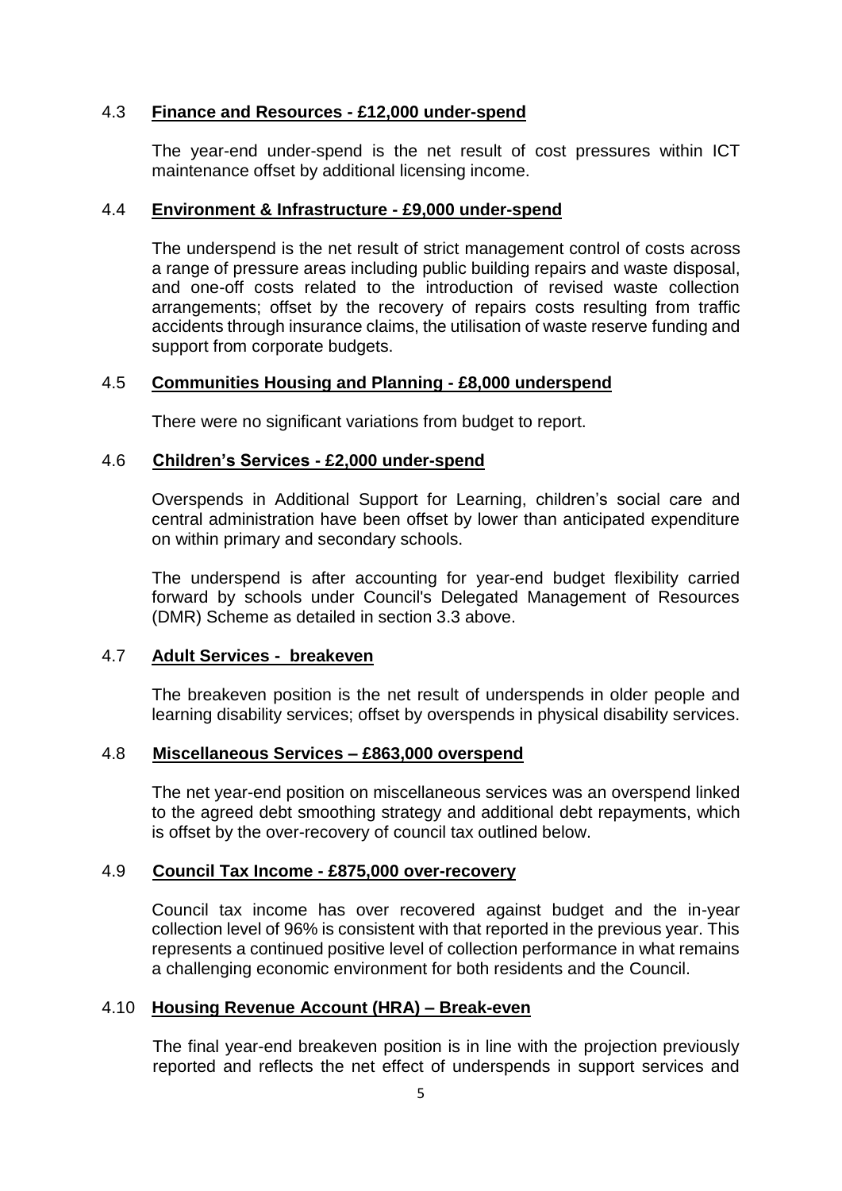### 4.3 **Finance and Resources - £12,000 under-spend**

The year-end under-spend is the net result of cost pressures within ICT maintenance offset by additional licensing income.

### 4.4 **Environment & Infrastructure - £9,000 under-spend**

The underspend is the net result of strict management control of costs across a range of pressure areas including public building repairs and waste disposal, and one-off costs related to the introduction of revised waste collection arrangements; offset by the recovery of repairs costs resulting from traffic accidents through insurance claims, the utilisation of waste reserve funding and support from corporate budgets.

### 4.5 **Communities Housing and Planning - £8,000 underspend**

There were no significant variations from budget to report.

### 4.6 **Children's Services - £2,000 under-spend**

Overspends in Additional Support for Learning, children's social care and central administration have been offset by lower than anticipated expenditure on within primary and secondary schools.

The underspend is after accounting for year-end budget flexibility carried forward by schools under Council's Delegated Management of Resources (DMR) Scheme as detailed in section 3.3 above.

### 4.7 **Adult Services - breakeven**

The breakeven position is the net result of underspends in older people and learning disability services; offset by overspends in physical disability services.

### 4.8 **Miscellaneous Services – £863,000 overspend**

The net year-end position on miscellaneous services was an overspend linked to the agreed debt smoothing strategy and additional debt repayments, which is offset by the over-recovery of council tax outlined below.

### 4.9 **Council Tax Income - £875,000 over-recovery**

Council tax income has over recovered against budget and the in-year collection level of 96% is consistent with that reported in the previous year. This represents a continued positive level of collection performance in what remains a challenging economic environment for both residents and the Council.

### 4.10 **Housing Revenue Account (HRA) – Break-even**

The final year-end breakeven position is in line with the projection previously reported and reflects the net effect of underspends in support services and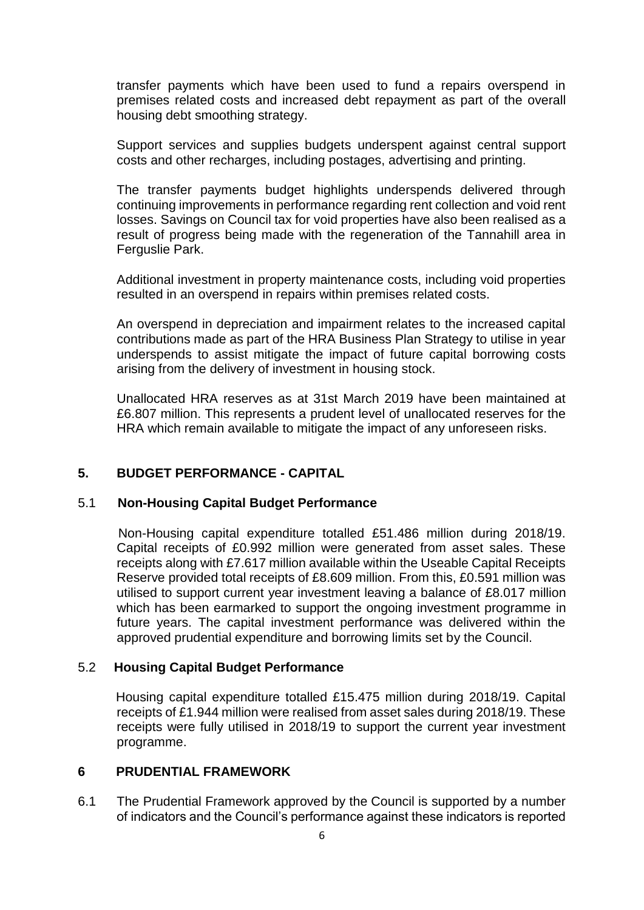transfer payments which have been used to fund a repairs overspend in premises related costs and increased debt repayment as part of the overall housing debt smoothing strategy.

Support services and supplies budgets underspent against central support costs and other recharges, including postages, advertising and printing.

The transfer payments budget highlights underspends delivered through continuing improvements in performance regarding rent collection and void rent losses. Savings on Council tax for void properties have also been realised as a result of progress being made with the regeneration of the Tannahill area in Ferguslie Park.

Additional investment in property maintenance costs, including void properties resulted in an overspend in repairs within premises related costs.

An overspend in depreciation and impairment relates to the increased capital contributions made as part of the HRA Business Plan Strategy to utilise in year underspends to assist mitigate the impact of future capital borrowing costs arising from the delivery of investment in housing stock.

Unallocated HRA reserves as at 31st March 2019 have been maintained at £6.807 million. This represents a prudent level of unallocated reserves for the HRA which remain available to mitigate the impact of any unforeseen risks.

## 5. BUDGET PERFORMANCE - CAPITAL

### 5.1 Non-Housing Capital Budget Performance

Non-Housing capital expenditure totalled £51.486 million during 2018/19. Capital receipts of £0.992 million were generated from asset sales. These receipts along with £7.617 million available within the Useable Capital Receipts Reserve provided total receipts of £8.609 million. From this, £0.591 million was utilised to support current year investment leaving a balance of £8.017 million which has been earmarked to support the ongoing investment programme in future years. The capital investment performance was delivered within the approved prudential expenditure and borrowing limits set by the Council.

### 5.2 Housing Capital Budget Performance

Housing capital expenditure totalled £15.475 million during 2018/19. Capital receipts of £1.944 million were realised from asset sales during 2018/19. These receipts were fully utilised in 2018/19 to support the current year investment programme.

## 6 PRUDENTIAL FRAMEWORK

6.1 The Prudential Framework approved by the Council is supported by a number of indicators and the Council's performance against these indicators is reported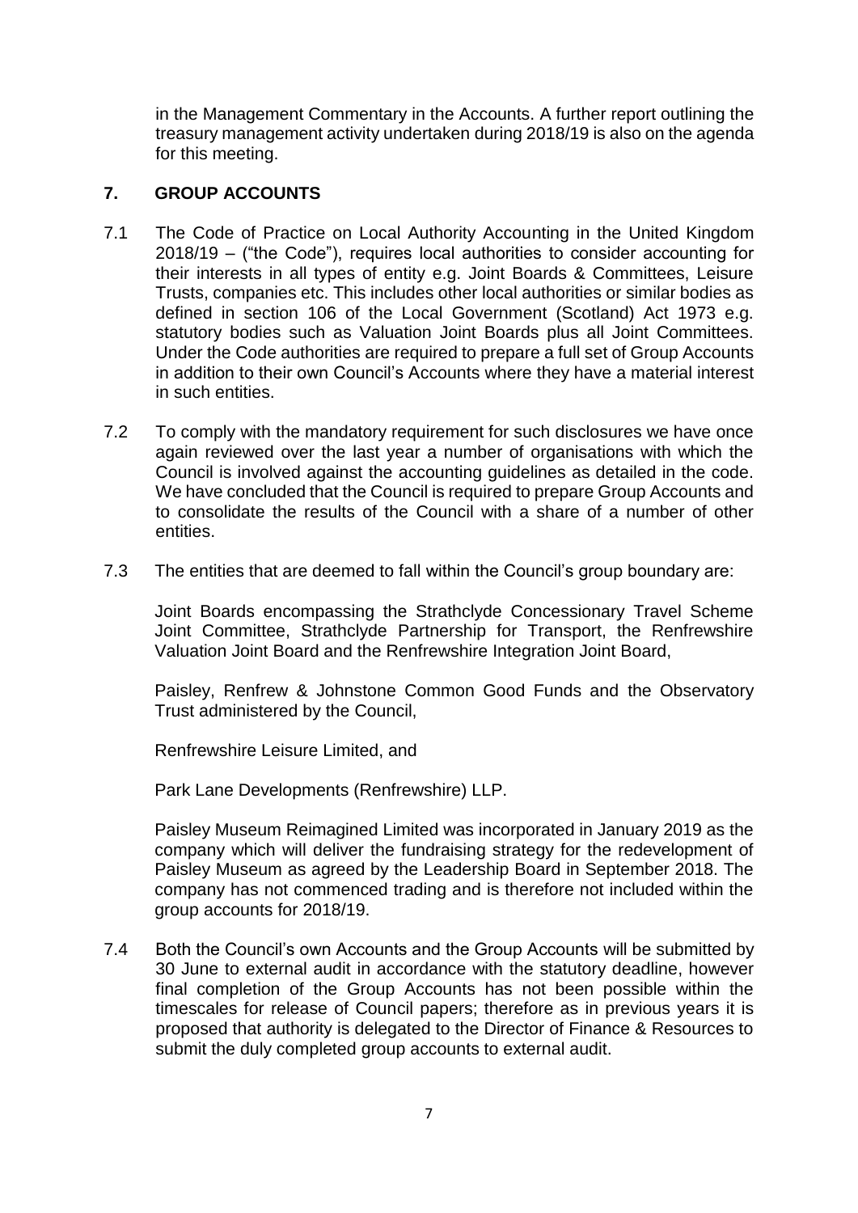in the Management Commentary in the Accounts. A further report outlining the treasury management activity undertaken during 2018/19 is also on the agenda for this meeting.

## 7. GROUP ACCOUNTS

7.1 The Code of Practice on Local Authority Accounting in the United Kingdom 2018/19 – ("the Code"), requires local authorities to consider accounting for their interests in all types of entity e.g. Joint Boards & Committees, Leisure Trusts, companies etc. This includes other local authorities or similar bodies as defined in section 106 of the Local Government (Scotland) Act 1973 e.g. statutory bodies such as Valuation Joint Boards plus all Joint Committees. Under the Code authorities are required to prepare a full set of Group Accounts in addition to their own Council's Accounts where they have a material interest in such entities.

7.2 To comply with the mandatory requirement for such disclosures we have once again reviewed over the last year a number of organisations with which the Council is involved against the accounting guidelines as detailed in the code. We have concluded that the Council is required to prepare Group Accounts and to consolidate the results of the Council with a share of a number of other entities.

7.3 The entities that are deemed to fall within the Council's group boundary are:

Joint Boards encompassing the Strathclyde Concessionary Travel Scheme Joint Committee, Strathclyde Partnership for Transport, the Renfrewshire Valuation Joint Board and the Renfrewshire Integration Joint Board,

Paisley, Renfrew & Johnstone Common Good Funds and the Observatory Trust administered by the Council,

Renfrewshire Leisure Limited, and

Park Lane Developments (Renfrewshire) LLP.

Paisley Museum Reimagined Limited was incorporated in January 2019 as the company which will deliver the fundraising strategy for the redevelopment of Paisley Museum as agreed by the Leadership Board in September 2018. The company has not commenced trading and is therefore not included within the group accounts for 2018/19.

7.4 Both the Council's own Accounts and the Group Accounts will be submitted by 30 June to external audit in accordance with the statutory deadline, however final completion of the Group Accounts has not been possible within the timescales for release of Council papers; therefore as in previous years it is proposed that authority is delegated to the Director of Finance & Resources to submit the duly completed group accounts to external audit.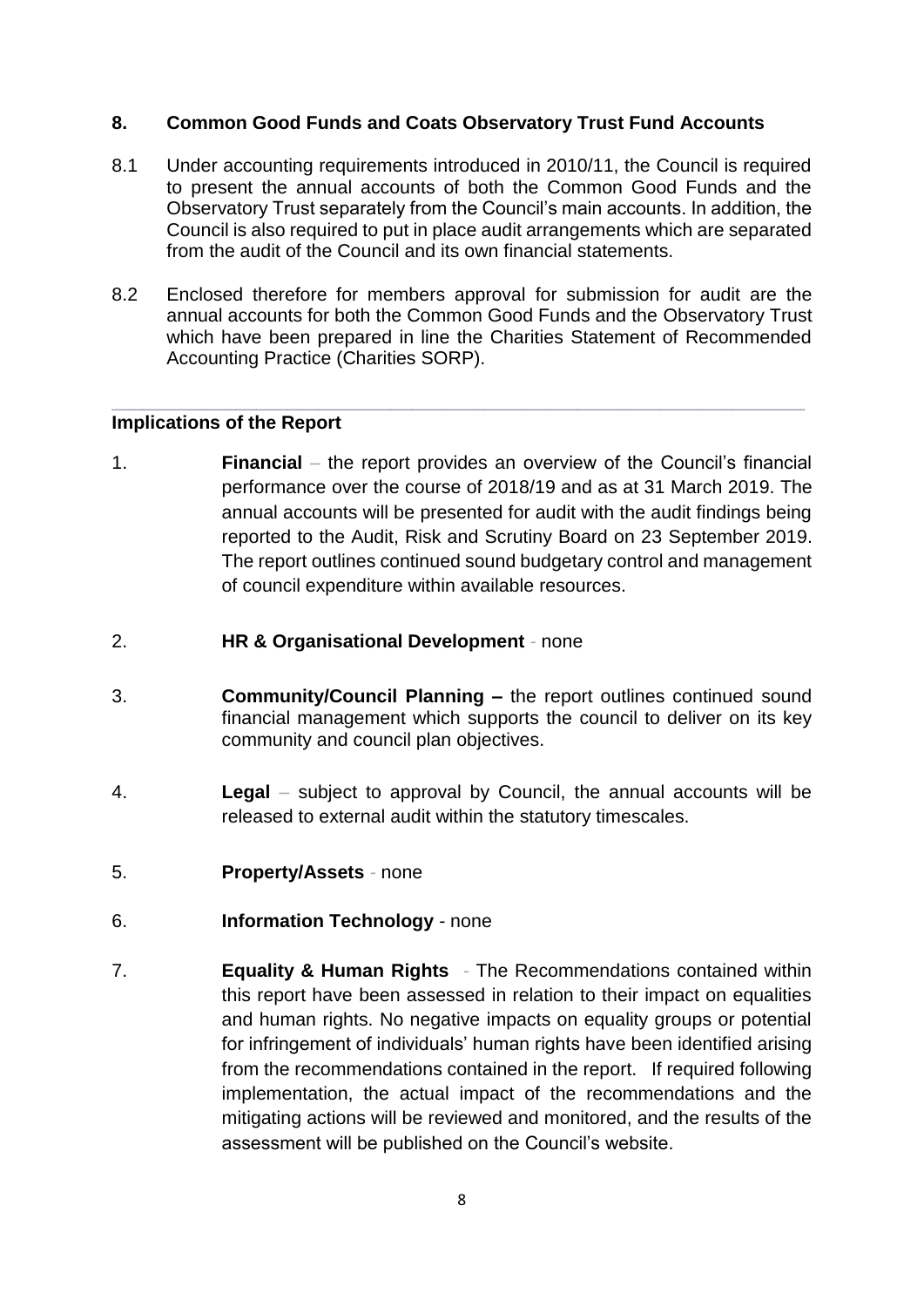## 8. Common Good Funds and Coats Observatory Trust Fund Accounts

8.1 Under accounting requirements introduced in 2010/11, the Council is required to present the annual accounts of both the Common Good Funds and the Observatory Trust separately from the Council's main accounts. In addition, the Council is also required to put in place audit arrangements which are separated from the audit of the Council and its own financial statements.

8.2 Enclosed therefore for members approval for submission for audit are the annual accounts for both the Common Good Funds and the Observatory Trust which have been prepared in line the Charities Statement of Recommended Accounting Practice (Charities SORP).

---

## Implications of the Report

1. **Financial** – the report provides an overview of the Council's financial performance over the course of 2018/19 and as at 31 March 2019. The annual accounts will be presented for audit with the audit findings being reported to the Audit, Risk and Scrutiny Board on 23 September 2019. The report outlines continued sound budgetary control and management of council expenditure within available resources.

2. **HR & Organisational Development** - none

3. **Community/Council Planning –** the report outlines continued sound financial management which supports the council to deliver on its key community and council plan objectives.

4. **Legal** – subject to approval by Council, the annual accounts will be released to external audit within the statutory timescales.

5. **Property/Assets** - none

6. **Information Technology** - none

7. **Equality & Human Rights** - The Recommendations contained within this report have been assessed in relation to their impact on equalities and human rights. No negative impacts on equality groups or potential for infringement of individuals' human rights have been identified arising from the recommendations contained in the report. If required following implementation, the actual impact of the recommendations and the mitigating actions will be reviewed and monitored, and the results of the assessment will be published on the Council's website.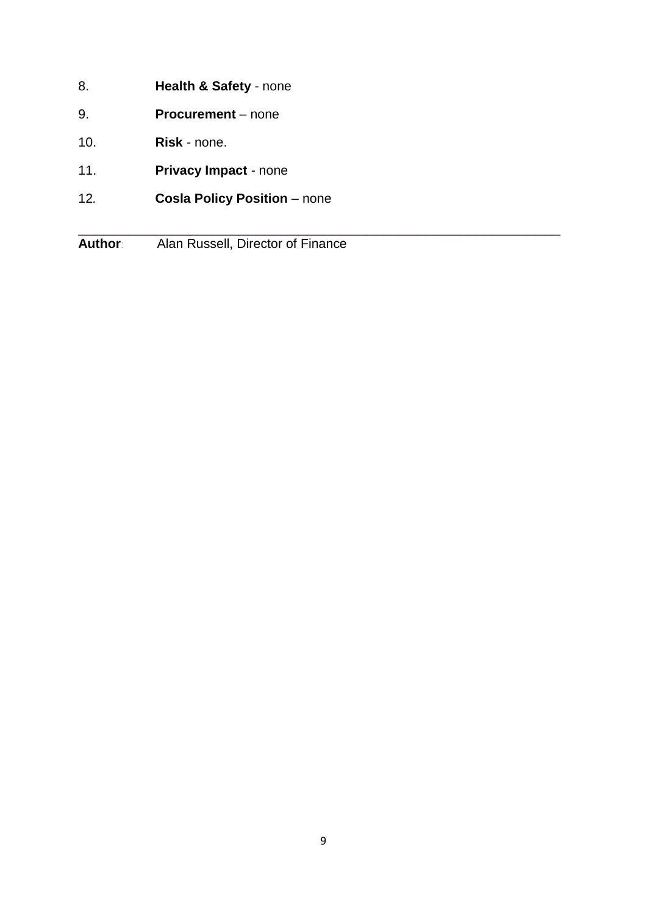8. **Health & Safety** - none

9. **Procurement** – none

10. **Risk** - none.

11. **Privacy Impact** - none

12. **Cosla Policy Position** – none

---

**Author**: Alan Russell, Director of Finance